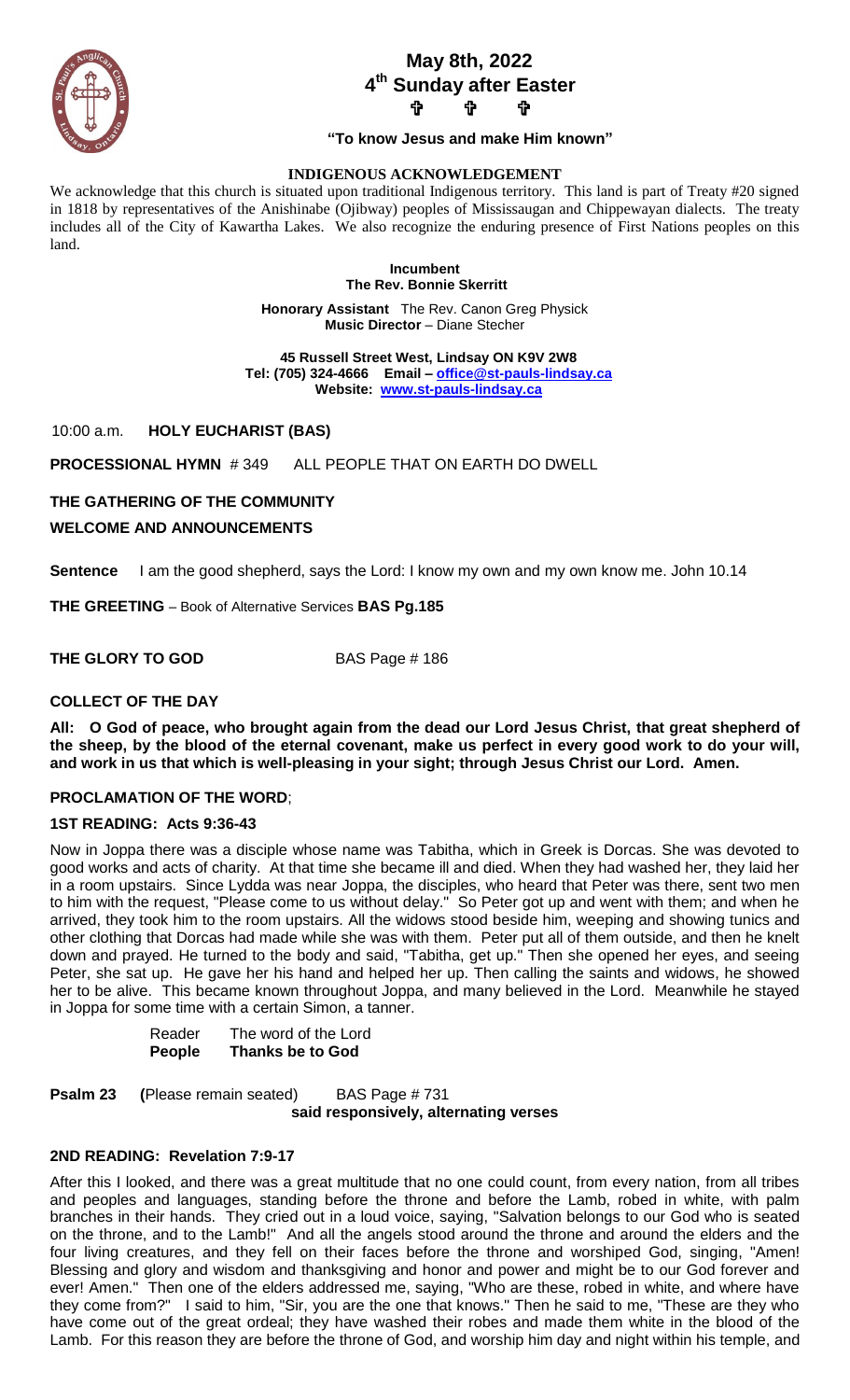# May 8th, 2022
## 4th Sunday after Easter
✞ ✞ ✞

**"To know Jesus and make Him known"**

**INDIGENOUS ACKNOWLEDGEMENT**

We acknowledge that this church is situated upon traditional Indigenous territory. This land is part of Treaty #20 signed in 1818 by representatives of the Anishinabe (Ojibway) peoples of Mississaugan and Chippewayan dialects. The treaty includes all of the City of Kawartha Lakes. We also recognize the enduring presence of First Nations peoples on this land.

**Incumbent**
**The Rev. Bonnie Skerritt**

**Honorary Assistant** The Rev. Canon Greg Physick
**Music Director** – Diane Stecher

**45 Russell Street West, Lindsay ON K9V 2W8**
**Tel: (705) 324-4666 Email – office@st-pauls-lindsay.ca**
**Website: www.st-pauls-lindsay.ca**

10:00 a.m. **HOLY EUCHARIST (BAS)**

**PROCESSIONAL HYMN** # 349 ALL PEOPLE THAT ON EARTH DO DWELL

**THE GATHERING OF THE COMMUNITY**

**WELCOME AND ANNOUNCEMENTS**

**Sentence** I am the good shepherd, says the Lord: I know my own and my own know me. John 10.14

**THE GREETING** – Book of Alternative Services **BAS Pg.185**

**THE GLORY TO GOD** BAS Page # 186

**COLLECT OF THE DAY**

**All: O God of peace, who brought again from the dead our Lord Jesus Christ, that great shepherd of the sheep, by the blood of the eternal covenant, make us perfect in every good work to do your will, and work in us that which is well-pleasing in your sight; through Jesus Christ our Lord. Amen.**

**PROCLAMATION OF THE WORD**;

**1ST READING: Acts 9:36-43**

Now in Joppa there was a disciple whose name was Tabitha, which in Greek is Dorcas. She was devoted to good works and acts of charity. At that time she became ill and died. When they had washed her, they laid her in a room upstairs. Since Lydda was near Joppa, the disciples, who heard that Peter was there, sent two men to him with the request, "Please come to us without delay." So Peter got up and went with them; and when he arrived, they took him to the room upstairs. All the widows stood beside him, weeping and showing tunics and other clothing that Dorcas had made while she was with them. Peter put all of them outside, and then he knelt down and prayed. He turned to the body and said, "Tabitha, get up." Then she opened her eyes, and seeing Peter, she sat up. He gave her his hand and helped her up. Then calling the saints and widows, he showed her to be alive. This became known throughout Joppa, and many believed in the Lord. Meanwhile he stayed in Joppa for some time with a certain Simon, a tanner.

Reader The word of the Lord
**People Thanks be to God**

**Psalm 23** **(**Please remain seated) BAS Page # 731
**said responsively, alternating verses**

**2ND READING: Revelation 7:9-17**

After this I looked, and there was a great multitude that no one could count, from every nation, from all tribes and peoples and languages, standing before the throne and before the Lamb, robed in white, with palm branches in their hands. They cried out in a loud voice, saying, "Salvation belongs to our God who is seated on the throne, and to the Lamb!" And all the angels stood around the throne and around the elders and the four living creatures, and they fell on their faces before the throne and worshiped God, singing, "Amen! Blessing and glory and wisdom and thanksgiving and honor and power and might be to our God forever and ever! Amen." Then one of the elders addressed me, saying, "Who are these, robed in white, and where have they come from?" I said to him, "Sir, you are the one that knows." Then he said to me, "These are they who have come out of the great ordeal; they have washed their robes and made them white in the blood of the Lamb. For this reason they are before the throne of God, and worship him day and night within his temple, and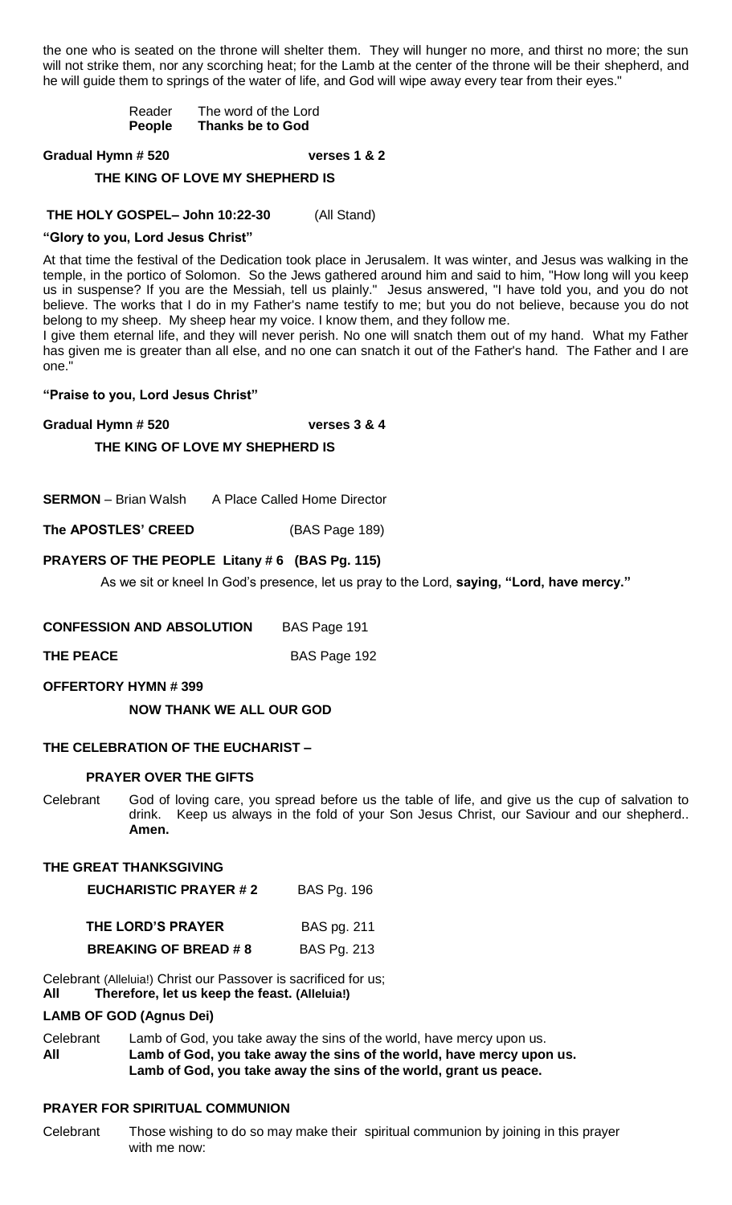the one who is seated on the throne will shelter them. They will hunger no more, and thirst no more; the sun will not strike them, nor any scorching heat; for the Lamb at the center of the throne will be their shepherd, and he will guide them to springs of the water of life, and God will wipe away every tear from their eyes."

Reader The word of the Lord
**People Thanks be to God**

**Gradual Hymn # 520 verses 1 & 2**

**THE KING OF LOVE MY SHEPHERD IS**

**THE HOLY GOSPEL– John 10:22-30** (All Stand)

**"Glory to you, Lord Jesus Christ"**

At that time the festival of the Dedication took place in Jerusalem. It was winter, and Jesus was walking in the temple, in the portico of Solomon. So the Jews gathered around him and said to him, "How long will you keep us in suspense? If you are the Messiah, tell us plainly." Jesus answered, "I have told you, and you do not believe. The works that I do in my Father's name testify to me; but you do not believe, because you do not belong to my sheep. My sheep hear my voice. I know them, and they follow me.

I give them eternal life, and they will never perish. No one will snatch them out of my hand. What my Father has given me is greater than all else, and no one can snatch it out of the Father's hand. The Father and I are one."

**"Praise to you, Lord Jesus Christ"**

**Gradual Hymn # 520 verses 3 & 4**

**THE KING OF LOVE MY SHEPHERD IS**

**SERMON** – Brian Walsh A Place Called Home Director

**The APOSTLES' CREED** (BAS Page 189)

**PRAYERS OF THE PEOPLE Litany # 6 (BAS Pg. 115)**

As we sit or kneel In God's presence, let us pray to the Lord, **saying, "Lord, have mercy."**

**CONFESSION AND ABSOLUTION** BAS Page 191

**THE PEACE** BAS Page 192

**OFFERTORY HYMN # 399**

**NOW THANK WE ALL OUR GOD**

**THE CELEBRATION OF THE EUCHARIST –**

**PRAYER OVER THE GIFTS**

Celebrant God of loving care, you spread before us the table of life, and give us the cup of salvation to drink. Keep us always in the fold of your Son Jesus Christ, our Saviour and our shepherd.. **Amen.**

**THE GREAT THANKSGIVING**

**EUCHARISTIC PRAYER # 2** BAS Pg. 196

**THE LORD'S PRAYER** BAS pg. 211

**BREAKING OF BREAD # 8** BAS Pg. 213

Celebrant (Alleluia!) Christ our Passover is sacrificed for us;
**All Therefore, let us keep the feast. (Alleluia!)**

**LAMB OF GOD (Agnus Dei)**

Celebrant Lamb of God, you take away the sins of the world, have mercy upon us.
**All Lamb of God, you take away the sins of the world, have mercy upon us.**
**Lamb of God, you take away the sins of the world, grant us peace.**

**PRAYER FOR SPIRITUAL COMMUNION**

Celebrant Those wishing to do so may make their spiritual communion by joining in this prayer with me now: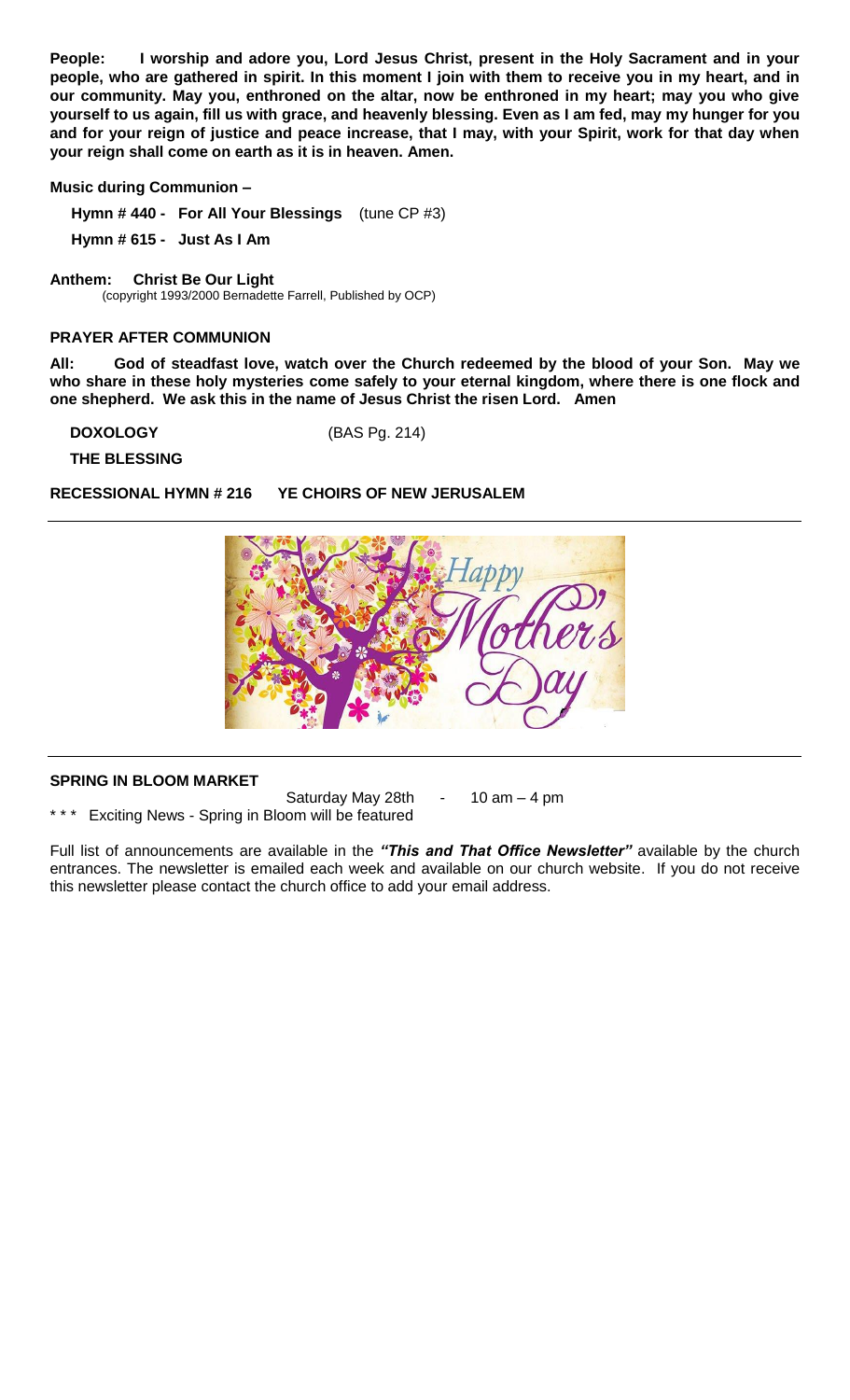**People:** **I worship and adore you, Lord Jesus Christ, present in the Holy Sacrament and in your people, who are gathered in spirit. In this moment I join with them to receive you in my heart, and in our community. May you, enthroned on the altar, now be enthroned in my heart; may you who give yourself to us again, fill us with grace, and heavenly blessing. Even as I am fed, may my hunger for you and for your reign of justice and peace increase, that I may, with your Spirit, work for that day when your reign shall come on earth as it is in heaven. Amen.**

**Music during Communion –**

**Hymn # 440 - For All Your Blessings** (tune CP #3)

**Hymn # 615 - Just As I Am**

**Anthem: Christ Be Our Light**
(copyright 1993/2000 Bernadette Farrell, Published by OCP)

**PRAYER AFTER COMMUNION**

**All:** **God of steadfast love, watch over the Church redeemed by the blood of your Son. May we who share in these holy mysteries come safely to your eternal kingdom, where there is one flock and one shepherd. We ask this in the name of Jesus Christ the risen Lord. Amen**

**DOXOLOGY** (BAS Pg. 214)

**THE BLESSING**

**RECESSIONAL HYMN # 216 YE CHOIRS OF NEW JERUSALEM**

---

Happy Mother's Day

---

**SPRING IN BLOOM MARKET**

Saturday May 28th - 10 am – 4 pm

* * * Exciting News - Spring in Bloom will be featured

Full list of announcements are available in the ***"This and That Office Newsletter"*** available by the church entrances. The newsletter is emailed each week and available on our church website. If you do not receive this newsletter please contact the church office to add your email address.